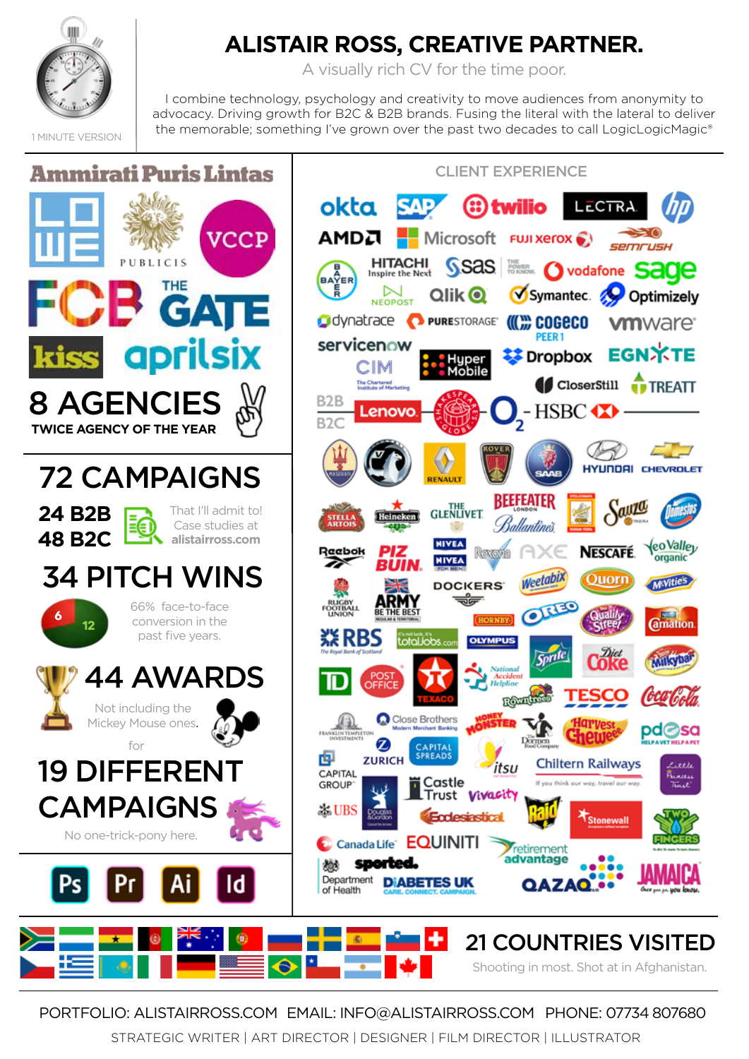1 MINUTE VERSION

# ALISTAIR ROSS, CREATIVE PARTNER.

A visually rich CV for the time poor.

I combine technology, psychology and creativity to move audiences from anonymity to advocacy. Driving growth for B2C & B2B brands. Fusing the literal with the lateral to deliver the memorable; something I've grown over the past two decades to call LogicLogicMagic®

Ammirati Puris Lintas, LOWE, PUBLICIS, VCCP, FCB, THE GATE, kiss, aprilsix

## 8 AGENCIES

**TWICE AGENCY OF THE YEAR**

## 72 CAMPAIGNS

**24 B2B**
**48 B2C**

That I'll admit to! Case studies at **alistairross.com**

## 34 PITCH WINS

6 / 12

66% face-to-face conversion in the past five years.

## 44 AWARDS

Not including the Mickey Mouse ones.

for

## 19 DIFFERENT CAMPAIGNS

No one-trick-pony here.

Ps Pr Ai Id

## CLIENT EXPERIENCE

B2B: okta, SAP, twilio, LECTRA, hp, AMD, Microsoft, FUJI xerox, semrush, BAYER, HITACHI Inspire the Next, sas, THE POWER TO KNOW, vodafone, sage, NEOPOST, Qlik, Symantec, Optimizely, dynatrace, PURESTORAGE, COGECO PEER 1, vmware, servicenow, CIM The Chartered Institute of Marketing, Hyper Mobile, Dropbox, EGNYTE, CloserStill, TREATT

B2C: Lenovo, Shakespeare's Globe, O2, HSBC, Maserati, Vauxhall, Renault, Rover, Saab, Hyundai, Chevrolet, Stella Artois, Heineken, The Glenlivet, Beefeater London, Ballantine's, Stolichnaya, Sauza Tequila, Domestos, Reebok, Piz Buin, Nivea, Nivea for Men, Rexona, AXE, Nescafé, Yeo Valley organic, Rugby Football Union, Army Be the Best, Dockers, Weetabix, Quorn, McVitie's, Hornby, Oreo, Quality Street, Carnation, RBS The Royal Bank of Scotland, totaljobs.com, Olympus, Sprite, Diet Coke, Milkybar, TD, Post Office, Texaco, National Accident Helpline, Rowntree's, Tesco, Coca-Cola, Franklin Templeton Investments, Close Brothers Modern Merchant Banking, Honey Monster, Dormen Food Company, Harvest Cheewee, pdsa Help a Vet Help a Pet, Zurich, Capital Spreads, itsu, Chiltern Railways If you think our way, travel our way., Little Princess Trust, Capital Group, UBS, Douglas & Gordon, Castle Trust, Vivacity, Ecclesiastical, Raid, Stonewall, Two Fingers, Canada Life, Equiniti, retirement advantage, sported, Department of Health, Diabetes UK Care. Connect. Campaign., QAZAQ Air, Jamaica Once you go, you know.

## 21 COUNTRIES VISITED

Shooting in most. Shot at in Afghanistan.

PORTFOLIO: ALISTAIRROSS.COM EMAIL: INFO@ALISTAIRROSS.COM PHONE: 07734 807680

STRATEGIC WRITER | ART DIRECTOR | DESIGNER | FILM DIRECTOR | ILLUSTRATOR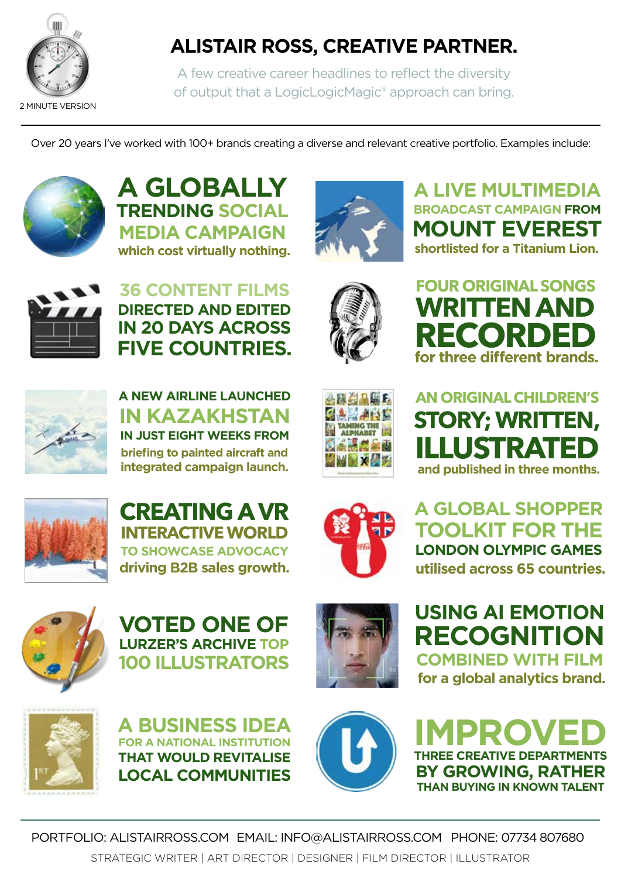2 MINUTE VERSION

# ALISTAIR ROSS, CREATIVE PARTNER.

A few creative career headlines to reflect the diversity of output that a LogicLogicMagic® approach can bring.

Over 20 years I've worked with 100+ brands creating a diverse and relevant creative portfolio. Examples include:

**A GLOBALLY TRENDING SOCIAL MEDIA CAMPAIGN** which cost virtually nothing.

**A LIVE MULTIMEDIA BROADCAST CAMPAIGN FROM MOUNT EVEREST** shortlisted for a Titanium Lion.

**36 CONTENT FILMS DIRECTED AND EDITED IN 20 DAYS ACROSS FIVE COUNTRIES.**

**FOUR ORIGINAL SONGS WRITTEN AND RECORDED** for three different brands.

**A NEW AIRLINE LAUNCHED IN KAZAKHSTAN IN JUST EIGHT WEEKS FROM** briefing to painted aircraft and integrated campaign launch.

**AN ORIGINAL CHILDREN'S STORY; WRITTEN, ILLUSTRATED** and published in three months.

**CREATING A VR INTERACTIVE WORLD TO SHOWCASE ADVOCACY** driving B2B sales growth.

**A GLOBAL SHOPPER TOOLKIT FOR THE LONDON OLYMPIC GAMES** utilised across 65 countries.

**VOTED ONE OF LURZER'S ARCHIVE TOP 100 ILLUSTRATORS**

**USING AI EMOTION RECOGNITION COMBINED WITH FILM** for a global analytics brand.

**A BUSINESS IDEA FOR A NATIONAL INSTITUTION THAT WOULD REVITALISE LOCAL COMMUNITIES**

**IMPROVED THREE CREATIVE DEPARTMENTS BY GROWING, RATHER THAN BUYING IN KNOWN TALENT**

PORTFOLIO: ALISTAIRROSS.COM EMAIL: INFO@ALISTAIRROSS.COM PHONE: 07734 807680

STRATEGIC WRITER | ART DIRECTOR | DESIGNER | FILM DIRECTOR | ILLUSTRATOR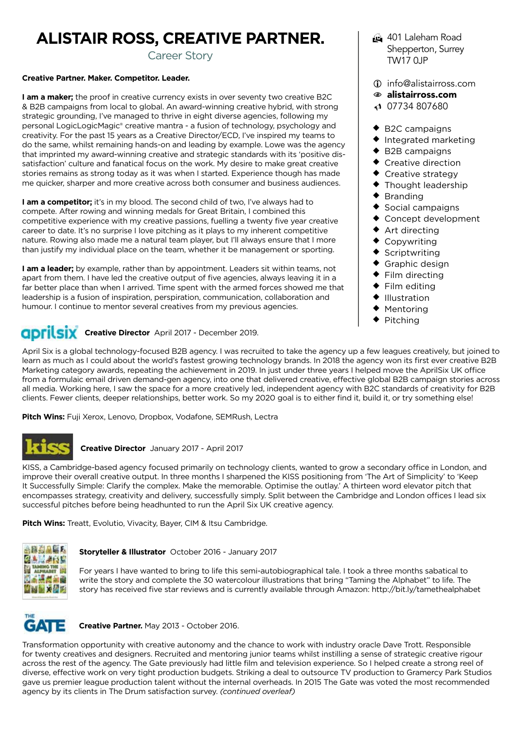# ALISTAIR ROSS, CREATIVE PARTNER.

Career Story

**Creative Partner. Maker. Competitor. Leader.**

**I am a maker;** the proof in creative currency exists in over seventy two creative B2C & B2B campaigns from local to global. An award-winning creative hybrid, with strong strategic grounding, I've managed to thrive in eight diverse agencies, following my personal LogicLogicMagic® creative mantra - a fusion of technology, psychology and creativity. For the past 15 years as a Creative Director/ECD, I've inspired my teams to do the same, whilst remaining hands-on and leading by example. Lowe was the agency that imprinted my award-winning creative and strategic standards with its 'positive dis-satisfaction' culture and fanatical focus on the work. My desire to make great creative stories remains as strong today as it was when I started. Experience though has made me quicker, sharper and more creative across both consumer and business audiences.

**I am a competitor;** it's in my blood. The second child of two, I've always had to compete. After rowing and winning medals for Great Britain, I combined this competitive experience with my creative passions, fuelling a twenty five year creative career to date. It's no surprise I love pitching as it plays to my inherent competitive nature. Rowing also made me a natural team player, but I'll always ensure that I more than justify my individual place on the team, whether it be management or sporting.

**I am a leader;** by example, rather than by appointment. Leaders sit within teams, not apart from them. I have led the creative output of five agencies, always leaving it in a far better place than when I arrived. Time spent with the armed forces showed me that leadership is a fusion of inspiration, perspiration, communication, collaboration and humour. I continue to mentor several creatives from my previous agencies.

401 Laleham Road
Shepperton, Surrey
TW17 0JP

info@alistairross.com
**alistairross.com**
07734 807680

- B2C campaigns
- Integrated marketing
- B2B campaigns
- Creative direction
- Creative strategy
- Thought leadership
- Branding
- Social campaigns
- Concept development
- Art directing
- Copywriting
- Scriptwriting
- Graphic design
- Film directing
- Film editing
- Illustration
- Mentoring
- Pitching

aprilsix **Creative Director** April 2017 - December 2019.

April Six is a global technology-focused B2B agency. I was recruited to take the agency up a few leagues creatively, but joined to learn as much as I could about the world's fastest growing technology brands. In 2018 the agency won its first ever creative B2B Marketing category awards, repeating the achievement in 2019. In just under three years I helped move the AprilSix UK office from a formulaic email driven demand-gen agency, into one that delivered creative, effective global B2B campaign stories across all media. Working here, I saw the space for a more creatively led, independent agency with B2C standards of creativity for B2B clients. Fewer clients, deeper relationships, better work. So my 2020 goal is to either find it, build it, or try something else!

**Pitch Wins:** Fuji Xerox, Lenovo, Dropbox, Vodafone, SEMRush, Lectra

kiss **Creative Director** January 2017 - April 2017

KISS, a Cambridge-based agency focused primarily on technology clients, wanted to grow a secondary office in London, and improve their overall creative output. In three months I sharpened the KISS positioning from 'The Art of Simplicity' to 'Keep It Successfully Simple: Clarify the complex. Make the memorable. Optimise the outlay.' A thirteen word elevator pitch that encompasses strategy, creativity and delivery, successfully simply. Split between the Cambridge and London offices I lead six successful pitches before being headhunted to run the April Six UK creative agency.

**Pitch Wins:** Treatt, Evolutio, Vivacity, Bayer, CIM & Itsu Cambridge.

**Storyteller & Illustrator** October 2016 - January 2017

For years I have wanted to bring to life this semi-autobiographical tale. I took a three months sabatical to write the story and complete the 30 watercolour illustrations that bring "Taming the Alphabet" to life. The story has received five star reviews and is currently available through Amazon: http://bit.ly/tamethealphabet

THE GATE **Creative Partner.** May 2013 - October 2016.

Transformation opportunity with creative autonomy and the chance to work with industry oracle Dave Trott. Responsible for twenty creatives and designers. Recruited and mentoring junior teams whilst instilling a sense of strategic creative rigour across the rest of the agency. The Gate previously had little film and television experience. So I helped create a strong reel of diverse, effective work on very tight production budgets. Striking a deal to outsource TV production to Gramercy Park Studios gave us premier league production talent without the internal overheads. In 2015 The Gate was voted the most recommended agency by its clients in The Drum satisfaction survey. *(continued overleaf)*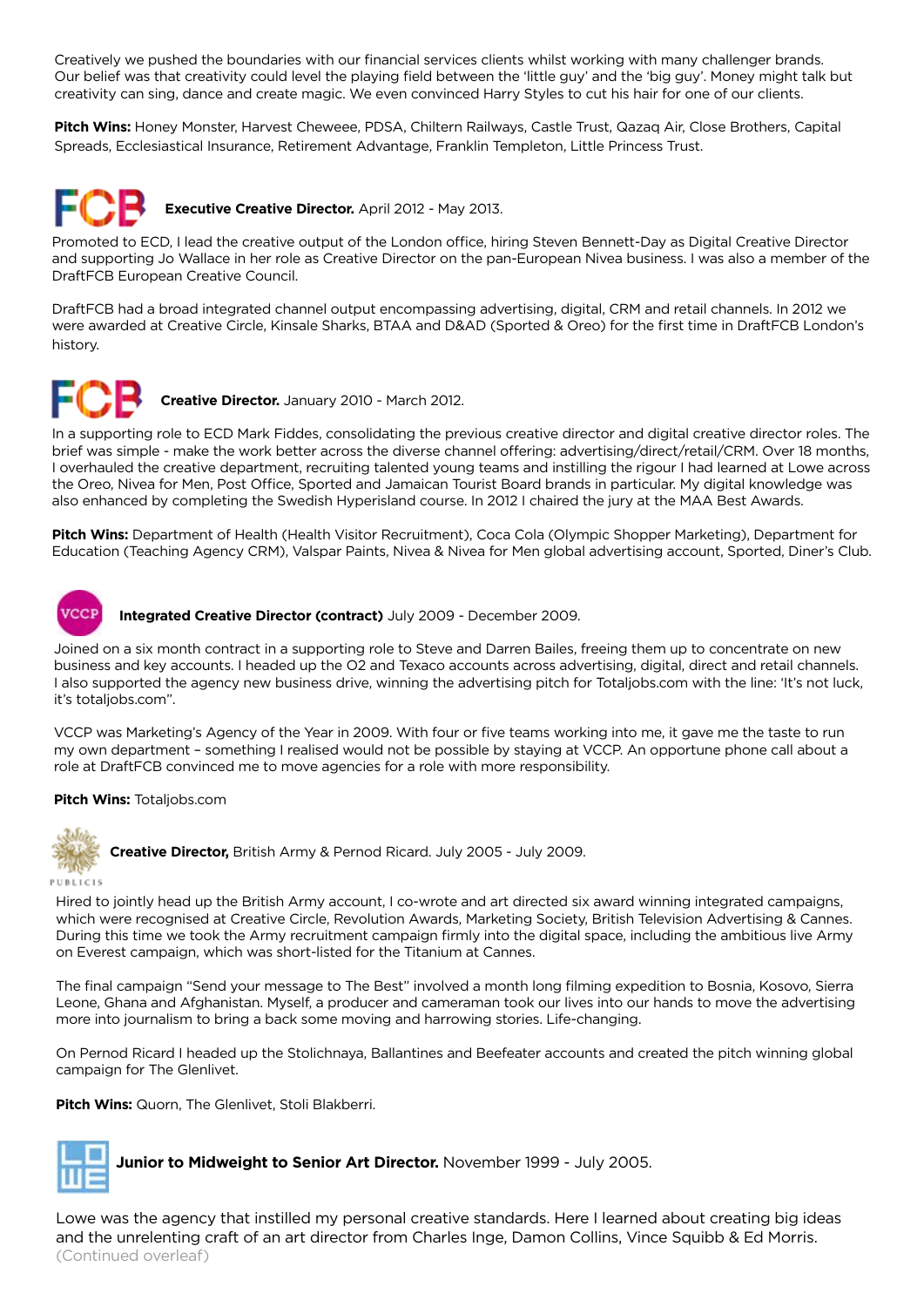Creatively we pushed the boundaries with our financial services clients whilst working with many challenger brands. Our belief was that creativity could level the playing field between the 'little guy' and the 'big guy'. Money might talk but creativity can sing, dance and create magic. We even convinced Harry Styles to cut his hair for one of our clients.

**Pitch Wins:** Honey Monster, Harvest Cheweee, PDSA, Chiltern Railways, Castle Trust, Qazaq Air, Close Brothers, Capital Spreads, Ecclesiastical Insurance, Retirement Advantage, Franklin Templeton, Little Princess Trust.

FCB **Executive Creative Director.** April 2012 - May 2013.

Promoted to ECD, I lead the creative output of the London office, hiring Steven Bennett-Day as Digital Creative Director and supporting Jo Wallace in her role as Creative Director on the pan-European Nivea business. I was also a member of the DraftFCB European Creative Council.

DraftFCB had a broad integrated channel output encompassing advertising, digital, CRM and retail channels. In 2012 we were awarded at Creative Circle, Kinsale Sharks, BTAA and D&AD (Sported & Oreo) for the first time in DraftFCB London's history.

FCB **Creative Director.** January 2010 - March 2012.

In a supporting role to ECD Mark Fiddes, consolidating the previous creative director and digital creative director roles. The brief was simple - make the work better across the diverse channel offering: advertising/direct/retail/CRM. Over 18 months, I overhauled the creative department, recruiting talented young teams and instilling the rigour I had learned at Lowe across the Oreo, Nivea for Men, Post Office, Sported and Jamaican Tourist Board brands in particular. My digital knowledge was also enhanced by completing the Swedish Hyperisland course. In 2012 I chaired the jury at the MAA Best Awards.

**Pitch Wins:** Department of Health (Health Visitor Recruitment), Coca Cola (Olympic Shopper Marketing), Department for Education (Teaching Agency CRM), Valspar Paints, Nivea & Nivea for Men global advertising account, Sported, Diner's Club.

VCCP **Integrated Creative Director (contract)** July 2009 - December 2009.

Joined on a six month contract in a supporting role to Steve and Darren Bailes, freeing them up to concentrate on new business and key accounts. I headed up the O2 and Texaco accounts across advertising, digital, direct and retail channels. I also supported the agency new business drive, winning the advertising pitch for Totaljobs.com with the line: 'It's not luck, it's totaljobs.com".

VCCP was Marketing's Agency of the Year in 2009. With four or five teams working into me, it gave me the taste to run my own department – something I realised would not be possible by staying at VCCP. An opportune phone call about a role at DraftFCB convinced me to move agencies for a role with more responsibility.

**Pitch Wins:** Totaljobs.com

PUBLICIS **Creative Director,** British Army & Pernod Ricard. July 2005 - July 2009.

Hired to jointly head up the British Army account, I co-wrote and art directed six award winning integrated campaigns, which were recognised at Creative Circle, Revolution Awards, Marketing Society, British Television Advertising & Cannes. During this time we took the Army recruitment campaign firmly into the digital space, including the ambitious live Army on Everest campaign, which was short-listed for the Titanium at Cannes.

The final campaign "Send your message to The Best" involved a month long filming expedition to Bosnia, Kosovo, Sierra Leone, Ghana and Afghanistan. Myself, a producer and cameraman took our lives into our hands to move the advertising more into journalism to bring a back some moving and harrowing stories. Life-changing.

On Pernod Ricard I headed up the Stolichnaya, Ballantines and Beefeater accounts and created the pitch winning global campaign for The Glenlivet.

**Pitch Wins:** Quorn, The Glenlivet, Stoli Blakberri.

LOWE **Junior to Midweight to Senior Art Director.** November 1999 - July 2005.

Lowe was the agency that instilled my personal creative standards. Here I learned about creating big ideas and the unrelenting craft of an art director from Charles Inge, Damon Collins, Vince Squibb & Ed Morris.
(Continued overleaf)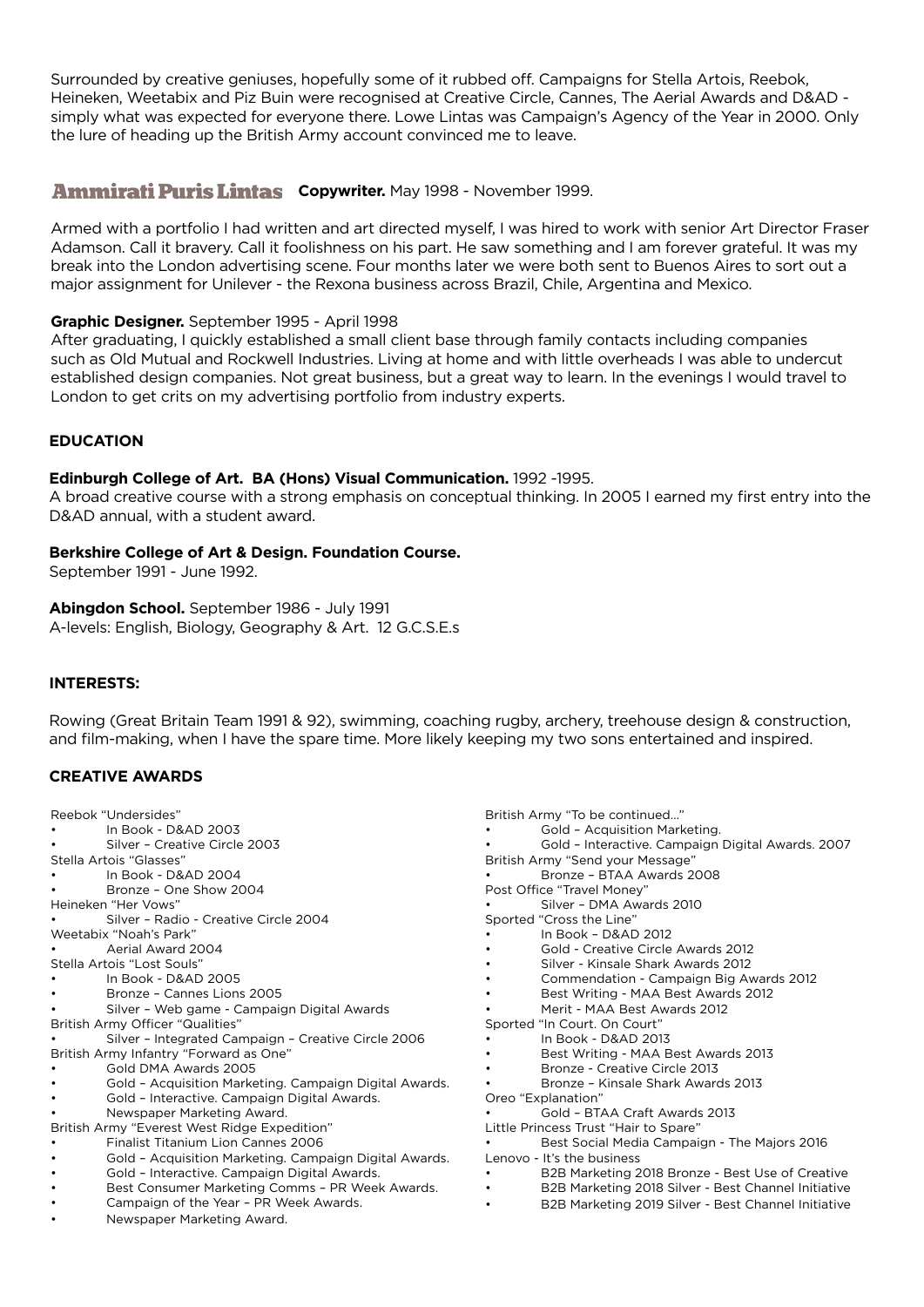Surrounded by creative geniuses, hopefully some of it rubbed off. Campaigns for Stella Artois, Reebok, Heineken, Weetabix and Piz Buin were recognised at Creative Circle, Cannes, The Aerial Awards and D&AD - simply what was expected for everyone there. Lowe Lintas was Campaign's Agency of the Year in 2000. Only the lure of heading up the British Army account convinced me to leave.

## Ammirati Puris Lintas **Copywriter.** May 1998 - November 1999.

Armed with a portfolio I had written and art directed myself, I was hired to work with senior Art Director Fraser Adamson. Call it bravery. Call it foolishness on his part. He saw something and I am forever grateful. It was my break into the London advertising scene. Four months later we were both sent to Buenos Aires to sort out a major assignment for Unilever - the Rexona business across Brazil, Chile, Argentina and Mexico.

**Graphic Designer.** September 1995 - April 1998

After graduating, I quickly established a small client base through family contacts including companies such as Old Mutual and Rockwell Industries. Living at home and with little overheads I was able to undercut established design companies. Not great business, but a great way to learn. In the evenings I would travel to London to get crits on my advertising portfolio from industry experts.

## EDUCATION

**Edinburgh College of Art. BA (Hons) Visual Communication.** 1992 -1995.

A broad creative course with a strong emphasis on conceptual thinking. In 2005 I earned my first entry into the D&AD annual, with a student award.

**Berkshire College of Art & Design. Foundation Course.**

September 1991 - June 1992.

**Abingdon School.** September 1986 - July 1991

A-levels: English, Biology, Geography & Art. 12 G.C.S.E.s

## INTERESTS:

Rowing (Great Britain Team 1991 & 92), swimming, coaching rugby, archery, treehouse design & construction, and film-making, when I have the spare time. More likely keeping my two sons entertained and inspired.

## CREATIVE AWARDS

Reebok "Undersides"
- In Book - D&AD 2003
- Silver – Creative Circle 2003

Stella Artois "Glasses"
- In Book - D&AD 2004
- Bronze – One Show 2004

Heineken "Her Vows"
- Silver – Radio - Creative Circle 2004

Weetabix "Noah's Park"
- Aerial Award 2004

Stella Artois "Lost Souls"
- In Book - D&AD 2005
- Bronze – Cannes Lions 2005
- Silver – Web game - Campaign Digital Awards

British Army Officer "Qualities"
- Silver – Integrated Campaign – Creative Circle 2006

British Army Infantry "Forward as One"
- Gold DMA Awards 2005
- Gold – Acquisition Marketing. Campaign Digital Awards.
- Gold – Interactive. Campaign Digital Awards.
- Newspaper Marketing Award.

British Army "Everest West Ridge Expedition"
- Finalist Titanium Lion Cannes 2006
- Gold – Acquisition Marketing. Campaign Digital Awards.
- Gold – Interactive. Campaign Digital Awards.
- Best Consumer Marketing Comms – PR Week Awards.
- Campaign of the Year – PR Week Awards.
- Newspaper Marketing Award.

British Army "To be continued..."
- Gold – Acquisition Marketing.
- Gold – Interactive. Campaign Digital Awards. 2007

British Army "Send your Message"
- Bronze – BTAA Awards 2008

Post Office "Travel Money"
- Silver – DMA Awards 2010

Sported "Cross the Line"
- In Book – D&AD 2012
- Gold - Creative Circle Awards 2012
- Silver - Kinsale Shark Awards 2012
- Commendation - Campaign Big Awards 2012
- Best Writing - MAA Best Awards 2012
- Merit - MAA Best Awards 2012

Sported "In Court. On Court"
- In Book - D&AD 2013
- Best Writing - MAA Best Awards 2013
- Bronze - Creative Circle 2013
- Bronze – Kinsale Shark Awards 2013

Oreo "Explanation"
- Gold – BTAA Craft Awards 2013

Little Princess Trust "Hair to Spare"
- Best Social Media Campaign - The Majors 2016

Lenovo - It's the business
- B2B Marketing 2018 Bronze - Best Use of Creative
- B2B Marketing 2018 Silver - Best Channel Initiative
- B2B Marketing 2019 Silver - Best Channel Initiative